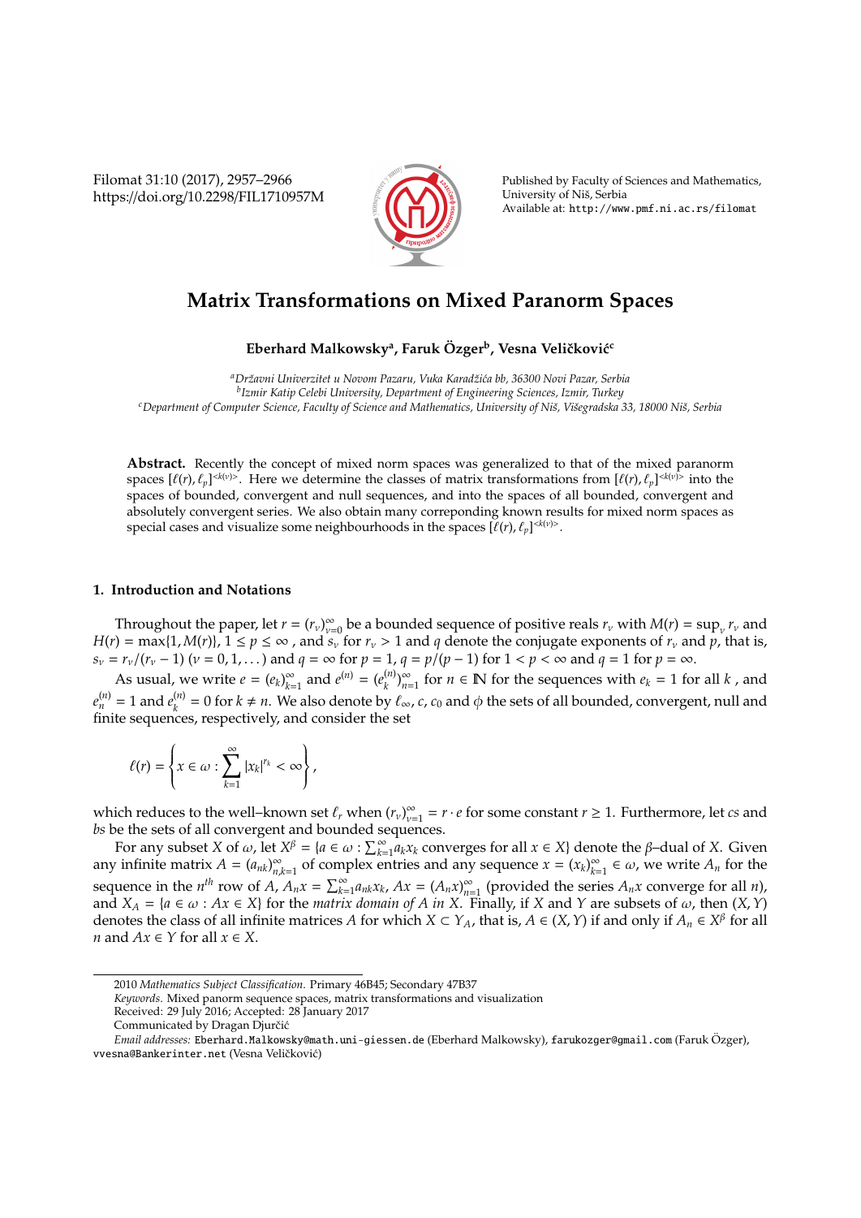# Matrix Transformations on Mixed Paranorm Spaces

**Eberhard Malkowsky**[a], **Faruk Özger**[b], **Vesna Veličković**[c]

[a]*Državni Univerzitet u Novom Pazaru, Vuka Karadžića bb, 36300 Novi Pazar, Serbia*
[b]*Izmir Katip Celebi University, Department of Engineering Sciences, Izmir, Turkey*
[c]*Department of Computer Science, Faculty of Science and Mathematics, University of Niš, Višegradska 33, 18000 Niš, Serbia*

**Abstract.** Recently the concept of mixed norm spaces was generalized to that of the mixed paranorm spaces $[\ell(r), \ell_p]^{<k(\nu)>}$. Here we determine the classes of matrix transformations from $[\ell(r), \ell_p]^{<k(\nu)>}$ into the spaces of bounded, convergent and null sequences, and into the spaces of all bounded, convergent and absolutely convergent series. We also obtain many correponding known results for mixed norm spaces as special cases and visualize some neighbourhoods in the spaces $[\ell(r), \ell_p]^{<k(\nu)>}$.

## 1. Introduction and Notations

Throughout the paper, let $r = (r_\nu)_{\nu=0}^\infty$ be a bounded sequence of positive reals $r_\nu$ with $M(r) = \sup_\nu r_\nu$ and $H(r) = \max\{1, M(r)\}$, $1 \le p \le \infty$ , and $s_\nu$ for $r_\nu > 1$ and $q$ denote the conjugate exponents of $r_\nu$ and $p$, that is, $s_\nu = r_\nu/(r_\nu - 1)$ $(\nu = 0, 1, \dots)$ and $q = \infty$ for $p = 1$, $q = p/(p-1)$ for $1 < p < \infty$ and $q = 1$ for $p = \infty$.

As usual, we write $e = (e_k)_{k=1}^\infty$ and $e^{(n)} = (e_k^{(n)})_{n=1}^\infty$ for $n \in \mathbb{N}$ for the sequences with $e_k = 1$ for all $k$ , and $e_n^{(n)} = 1$ and $e_k^{(n)} = 0$ for $k \ne n$. We also denote by $\ell_\infty$, $c$, $c_0$ and $\phi$ the sets of all bounded, convergent, null and finite sequences, respectively, and consider the set

$$\ell(r) = \left\{ x \in \omega : \sum_{k=1}^\infty |x_k|^{r_k} < \infty \right\},$$

which reduces to the well–known set $\ell_r$ when $(r_\nu)_{\nu=1}^\infty = r \cdot e$ for some constant $r \ge 1$. Furthermore, let $cs$ and $bs$ be the sets of all convergent and bounded sequences.

For any subset $X$ of $\omega$, let $X^\beta = \{a \in \omega : \sum_{k=1}^\infty a_k x_k$ converges for all $x \in X\}$ denote the $\beta$–dual of $X$. Given any infinite matrix $A = (a_{nk})_{n,k=1}^\infty$ of complex entries and any sequence $x = (x_k)_{k=1}^\infty \in \omega$, we write $A_n$ for the sequence in the $n^{th}$ row of $A$, $A_n x = \sum_{k=1}^\infty a_{nk} x_k$, $Ax = (A_n x)_{n=1}^\infty$ (provided the series $A_n x$ converge for all $n$), and $X_A = \{a \in \omega : Ax \in X\}$ for the *matrix domain of A in X*. Finally, if $X$ and $Y$ are subsets of $\omega$, then $(X, Y)$ denotes the class of all infinite matrices $A$ for which $X \subset Y_A$, that is, $A \in (X, Y)$ if and only if $A_n \in X^\beta$ for all $n$ and $Ax \in Y$ for all $x \in X$.

---

2010 *Mathematics Subject Classification*. Primary 46B45; Secondary 47B37

*Keywords*. Mixed panorm sequence spaces, matrix transformations and visualization

Received: 29 July 2016; Accepted: 28 January 2017

Communicated by Dragan Djurčić

*Email addresses:* Eberhard.Malkowsky@math.uni-giessen.de (Eberhard Malkowsky), farukozger@gmail.com (Faruk Özger), vvesna@Bankerinter.net (Vesna Veličković)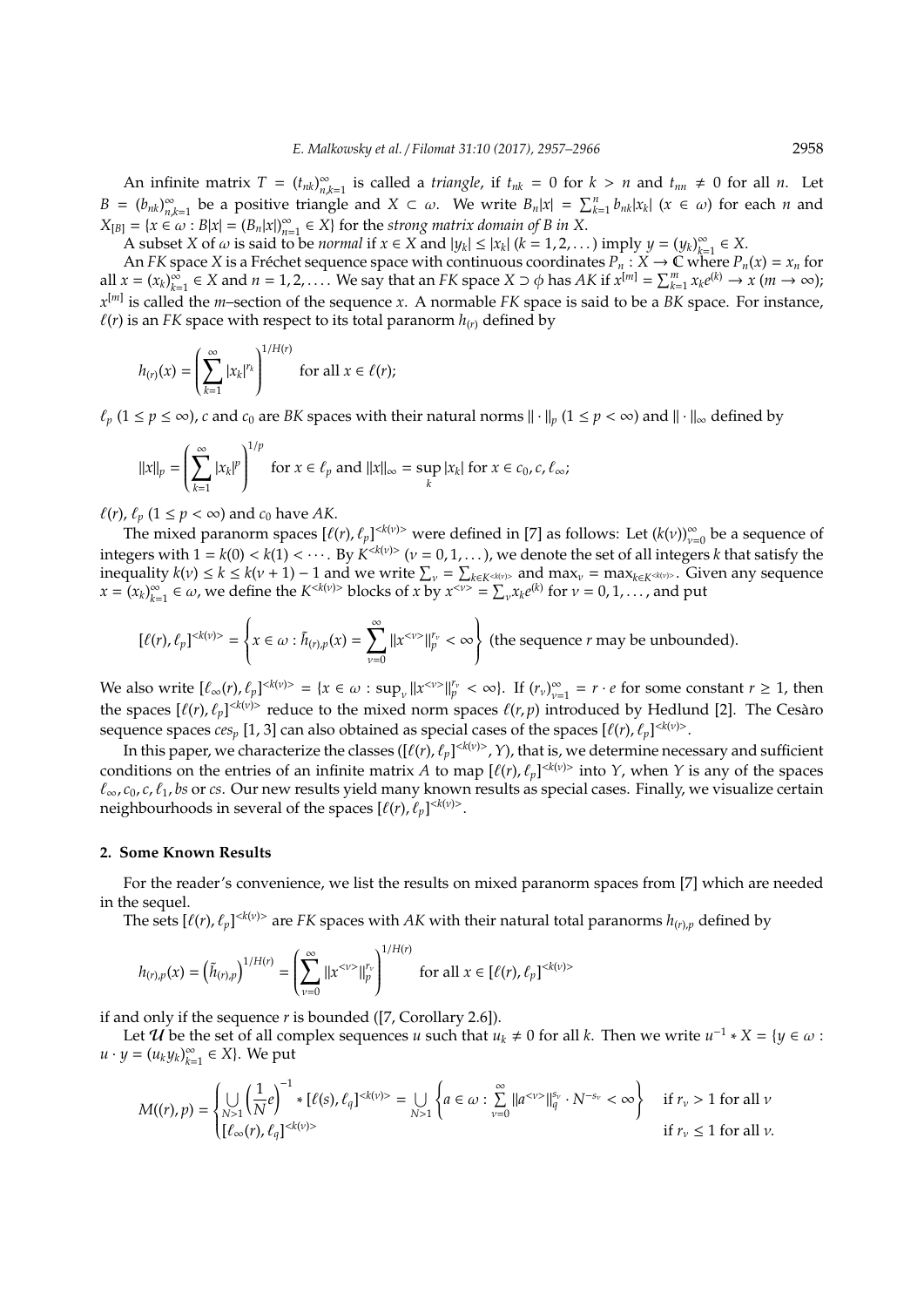An infinite matrix $T = (t_{nk})_{n,k=1}^{\infty}$ is called a *triangle*, if $t_{nk} = 0$ for $k > n$ and $t_{nn} \neq 0$ for all $n$. Let $B = (b_{nk})_{n,k=1}^{\infty}$ be a positive triangle and $X \subset \omega$. We write $B_n|x| = \sum_{k=1}^{n} b_{nk}|x_k|$ $(x \in \omega)$ for each $n$ and $X_{[B]} = \{x \in \omega : B|x| = (B_n|x|)_{n=1}^{\infty} \in X\}$ for the *strong matrix domain of $B$ in $X$*.

A subset $X$ of $\omega$ is said to be *normal* if $x \in X$ and $|y_k| \leq |x_k|$ $(k = 1, 2, \dots)$ imply $y = (y_k)_{k=1}^{\infty} \in X$.

An *FK* space $X$ is a Fréchet sequence space with continuous coordinates $P_n : X \to \mathbb{C}$ where $P_n(x) = x_n$ for all $x = (x_k)_{k=1}^{\infty} \in X$ and $n = 1, 2, \dots$. We say that an *FK* space $X \supset \phi$ has *AK* if $x^{[m]} = \sum_{k=1}^{m} x_k e^{(k)} \to x$ $(m \to \infty)$; $x^{[m]}$ is called the $m$–section of the sequence $x$. A normable *FK* space is said to be a *BK* space. For instance, $\ell(r)$ is an *FK* space with respect to its total paranorm $h_{(r)}$ defined by

$$h_{(r)}(x) = \left( \sum_{k=1}^{\infty} |x_k|^{r_k} \right)^{1/H(r)} \quad \text{for all } x \in \ell(r);$$

$\ell_p$ $(1 \leq p \leq \infty)$, $c$ and $c_0$ are *BK* spaces with their natural norms $\|\cdot\|_p$ $(1 \leq p < \infty)$ and $\|\cdot\|_\infty$ defined by

$$\|x\|_p = \left( \sum_{k=1}^{\infty} |x_k|^p \right)^{1/p} \quad \text{for } x \in \ell_p \text{ and } \|x\|_\infty = \sup_k |x_k| \text{ for } x \in c_0, c, \ell_\infty;$$

$\ell(r)$, $\ell_p$ $(1 \leq p < \infty)$ and $c_0$ have *AK*.

The mixed paranorm spaces $[\ell(r), \ell_p]^{<k(\nu)>}$ were defined in [7] as follows: Let $(k(\nu))_{\nu=0}^{\infty}$ be a sequence of integers with $1 = k(0) < k(1) < \cdots$. By $K^{<k(\nu)>}$ $(\nu = 0, 1, \dots)$, we denote the set of all integers $k$ that satisfy the inequality $k(\nu) \leq k \leq k(\nu + 1) - 1$ and we write $\sum_\nu = \sum_{k \in K^{<k(\nu)>}}$ and $\max_\nu = \max_{k \in K^{<k(\nu)>}}$. Given any sequence $x = (x_k)_{k=1}^{\infty} \in \omega$, we define the $K^{<k(\nu)>}$ blocks of $x$ by $x^{<\nu>} = \sum_\nu x_k e^{(k)}$ for $\nu = 0, 1, \dots$, and put

$$[\ell(r), \ell_p]^{<k(\nu)>} = \left\{ x \in \omega : \tilde{h}_{(r),p}(x) = \sum_{\nu=0}^{\infty} \|x^{<\nu>}\|_p^{r_\nu} < \infty \right\} \text{ (the sequence } r \text{ may be unbounded).}$$

We also write $[\ell_\infty(r), \ell_p]^{<k(\nu)>} = \{x \in \omega : \sup_\nu \|x^{<\nu>}\|_p^{r_\nu} < \infty\}$. If $(r_\nu)_{\nu=1}^{\infty} = r \cdot e$ for some constant $r \geq 1$, then the spaces $[\ell(r), \ell_p]^{<k(\nu)>}$ reduce to the mixed norm spaces $\ell(r, p)$ introduced by Hedlund [2]. The Cesàro sequence spaces $ces_p$ [1, 3] can also obtained as special cases of the spaces $[\ell(r), \ell_p]^{<k(\nu)>}$.

In this paper, we characterize the classes $([\ell(r), \ell_p]^{<k(\nu)>}, Y)$, that is, we determine necessary and sufficient conditions on the entries of an infinite matrix $A$ to map $[\ell(r), \ell_p]^{<k(\nu)>}$ into $Y$, when $Y$ is any of the spaces $\ell_\infty, c_0, c, \ell_1, bs$ or $cs$. Our new results yield many known results as special cases. Finally, we visualize certain neighbourhoods in several of the spaces $[\ell(r), \ell_p]^{<k(\nu)>}$.

## 2. Some Known Results

For the reader's convenience, we list the results on mixed paranorm spaces from [7] which are needed in the sequel.

The sets $[\ell(r), \ell_p]^{<k(\nu)>}$ are *FK* spaces with *AK* with their natural total paranorms $h_{(r),p}$ defined by

$$h_{(r),p}(x) = \left(\tilde{h}_{(r),p}\right)^{1/H(r)} = \left( \sum_{\nu=0}^{\infty} \|x^{<\nu>}\|_p^{r_\nu} \right)^{1/H(r)} \quad \text{for all } x \in [\ell(r), \ell_p]^{<k(\nu)>}$$

if and only if the sequence $r$ is bounded ([7, Corollary 2.6]).

Let $\mathcal{U}$ be the set of all complex sequences $u$ such that $u_k \neq 0$ for all $k$. Then we write $u^{-1} * X = \{y \in \omega : u \cdot y = (u_k y_k)_{k=1}^{\infty} \in X\}$. We put

$$M((r), p) = \begin{cases} \bigcup\limits_{N>1} \left(\dfrac{1}{N} e\right)^{-1} * [\ell(s), \ell_q]^{<k(\nu)>} = \bigcup\limits_{N>1} \left\{ a \in \omega : \sum\limits_{\nu=0}^{\infty} \|a^{<\nu>}\|_q^{s_\nu} \cdot N^{-s_\nu} < \infty \right\} & \text{if } r_\nu > 1 \text{ for all } \nu \\ [\ell_\infty(r), \ell_q]^{<k(\nu)>} & \text{if } r_\nu \leq 1 \text{ for all } \nu. \end{cases}$$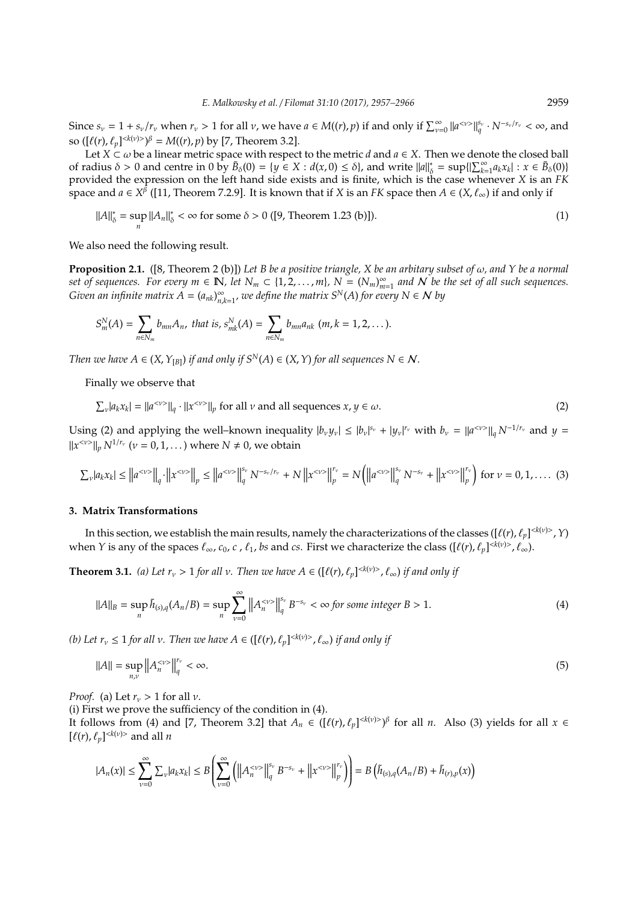Since $s_\nu = 1 + s_\nu/r_\nu$ when $r_\nu > 1$ for all $\nu$, we have $a \in M((r), p)$ if and only if $\sum_{\nu=0}^{\infty} \|a^{<\nu>}\|_q^{s_\nu} \cdot N^{-s_\nu/r_\nu} < \infty$, and so $([\ell(r), \ell_p]^{<k(\nu)>})^\beta = M((r), p)$ by [7, Theorem 3.2].

Let $X \subset \omega$ be a linear metric space with respect to the metric $d$ and $a \in X$. Then we denote the closed ball of radius $\delta > 0$ and centre in 0 by $\bar{B}_\delta(0) = \{y \in X : d(x, 0) \leq \delta\}$, and write $\|a\|_\delta^* = \sup\{|\sum_{k=1}^{\infty} a_k x_k| : x \in \bar{B}_\delta(0)\}$ provided the expression on the left hand side exists and is finite, which is the case whenever $X$ is an *FK* space and $a \in X^\beta$ ([11, Theorem 7.2.9]. It is known that if $X$ is an *FK* space then $A \in (X, \ell_\infty)$ if and only if

$$\|A\|_\delta^* = \sup_n \|A_n\|_\delta^* < \infty \text{ for some } \delta > 0 \text{ ([9, Theorem 1.23 (b)]).} \tag{1}$$

We also need the following result.

**Proposition 2.1.** ([8, Theorem 2 (b)]) *Let $B$ be a positive triangle, $X$ be an arbitary subset of $\omega$, and $Y$ be a normal set of sequences. For every $m \in \mathbb{N}$, let $N_m \subset \{1, 2, \dots, m\}$, $N = (N_m)_{m=1}^\infty$ and $\mathcal{N}$ be the set of all such sequences. Given an infinite matrix $A = (a_{nk})_{n,k=1}^\infty$, we define the matrix $S^N(A)$ for every $N \in \mathcal{N}$ by*

$$S_m^N(A) = \sum_{n \in N_m} b_{mn} A_n, \text{ that is, } s_{mk}^N(A) = \sum_{n \in N_m} b_{mn} a_{nk} \ (m, k = 1, 2, \dots).$$

*Then we have $A \in (X, Y_{[B]})$ if and only if $S^N(A) \in (X, Y)$ for all sequences $N \in \mathcal{N}$.*

Finally we observe that

$$\textstyle\sum_\nu |a_k x_k| = \|a^{<\nu>}\|_q \cdot \|x^{<\nu>}\|_p \text{ for all } \nu \text{ and all sequences } x, y \in \omega. \tag{2}$$

Using (2) and applying the well–known inequality $|b_\nu y_\nu| \leq |b_\nu|^{s_\nu} + |y_\nu|^{r_\nu}$ with $b_\nu = \|a^{<\nu>}\|_q N^{-1/r_\nu}$ and $y = \|x^{<\nu>}\|_p N^{1/r_\nu}$ $(\nu = 0, 1, \dots)$ where $N \neq 0$, we obtain

$$\textstyle\sum_\nu |a_k x_k| \leq \left\|a^{<\nu>}\right\|_q \cdot \left\|x^{<\nu>}\right\|_p \leq \left\|a^{<\nu>}\right\|_q^{s_\nu} N^{-s_\nu/r_\nu} + N \left\|x^{<\nu>}\right\|_p^{r_\nu} = N\left(\left\|a^{<\nu>}\right\|_q^{s_\nu} N^{-s_\nu} + \left\|x^{<\nu>}\right\|_p^{r_\nu}\right) \text{ for } \nu = 0, 1, \dots. \tag{3}$$

## 3. Matrix Transformations

In this section, we establish the main results, namely the characterizations of the classes $([\ell(r), \ell_p]^{<k(\nu)>}, Y)$ when $Y$ is any of the spaces $\ell_\infty$, $c_0$, $c$, $\ell_1$, $bs$ and $cs$. First we characterize the class $([\ell(r), \ell_p]^{<k(\nu)>}, \ell_\infty)$.

**Theorem 3.1.** *(a) Let $r_\nu > 1$ for all $\nu$. Then we have $A \in ([\ell(r), \ell_p]^{<k(\nu)>}, \ell_\infty)$ if and only if*

$$\|A\|_B = \sup_n \tilde{h}_{(s),q}(A_n/B) = \sup_n \sum_{\nu=0}^{\infty} \left\|A_n^{<\nu>}\right\|_q^{s_\nu} B^{-s_\nu} < \infty \text{ for some integer } B > 1. \tag{4}$$

*(b) Let $r_\nu \leq 1$ for all $\nu$. Then we have $A \in ([\ell(r), \ell_p]^{<k(\nu)>}, \ell_\infty)$ if and only if*

$$\|A\| = \sup_{n,\nu} \left\|A_n^{<\nu>}\right\|_q^{r_\nu} < \infty. \tag{5}$$

*Proof.* (a) Let $r_\nu > 1$ for all $\nu$.
(i) First we prove the sufficiency of the condition in (4).
It follows from (4) and [7, Theorem 3.2] that $A_n \in ([\ell(r), \ell_p]^{<k(\nu)>})^\beta$ for all $n$. Also (3) yields for all $x \in [\ell(r), \ell_p]^{<k(\nu)>}$ and all $n$

$$|A_n(x)| \leq \sum_{\nu=0}^{\infty} \textstyle\sum_\nu |a_k x_k| \leq B\left(\displaystyle\sum_{\nu=0}^{\infty}\left(\left\|A_n^{<\nu>}\right\|_q^{s_\nu} B^{-s_\nu} + \left\|x^{<\nu>}\right\|_p^{r_\nu}\right)\right) = B\left(\tilde{h}_{(s),q}(A_n/B) + \tilde{h}_{(r),p}(x)\right)$$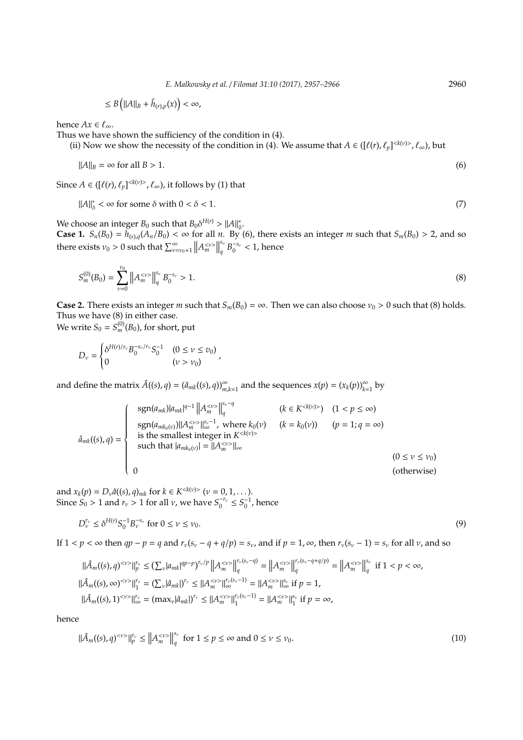$$\leq B\left(\|A\|_B + \tilde{h}_{(r),p}(x)\right) < \infty,$$

hence $Ax \in \ell_\infty$.

Thus we have shown the sufficiency of the condition in (4).

(ii) Now we show the necessity of the condition in (4). We assume that $A \in ([\ell(r), \ell_p]^{<k(\nu)>}, \ell_\infty)$, but

$$\|A\|_B = \infty \text{ for all } B > 1. \tag{6}$$

Since $A \in ([\ell(r), \ell_p]^{<k(\nu)>}, \ell_\infty)$, it follows by (1) that

$$\|A\|_\delta^* < \infty \text{ for some } \delta \text{ with } 0 < \delta < 1. \tag{7}$$

We choose an integer $B_0$ such that $B_0\delta^{H(r)} > \|A\|_\delta^*$.

**Case 1.** $S_n(B_0) = h_{(s),q}(A_n/B_0) < \infty$ for all $n$. By (6), there exists an integer $m$ such that $S_m(B_0) > 2$, and so there exists $\nu_0 > 0$ such that $\sum_{\nu=\nu_0+1}^\infty \left\|A_m^{<\nu>}\right\|_q^{s_\nu} B_0^{-s_\nu} < 1$, hence

$$S_m^{(0)}(B_0) = \sum_{\nu=0}^{\nu_0} \left\|A_m^{<\nu>}\right\|_q^{s_\nu} B_0^{-s_\nu} > 1. \tag{8}$$

**Case 2.** There exists an integer $m$ such that $S_m(B_0) = \infty$. Then we can also choose $\nu_0 > 0$ such that (8) holds. Thus we have (8) in either case.

We write $S_0 = S_m^{(0)}(B_0)$, for short, put

$$D_\nu = \begin{cases} \delta^{H(r)/r_\nu} B_0^{-s_\nu/r_\nu} S_0^{-1} & (0 \leq \nu \leq v_0) \\ 0 & (\nu > \nu_0) \end{cases},$$

and define the matrix $\hat{A}((s), q) = (\hat{a}_{mk}((s), q))_{m,k=1}^\infty$ and the sequences $x(p) = (x_k(p))_{k=1}^\infty$ by

$$\hat{a}_{mk}((s), q) = \begin{cases} \begin{array}{lll} \operatorname{sgn}(a_{mk})|a_{mk}|^{q-1} \left\|A_m^{<\nu>}\right\|_q^{s_\nu - q} & (k \in K^{<k(\nu)>}) & (1 < p \leq \infty) \\ \operatorname{sgn}(a_{mk_0(\nu)})\|A_m^{<\nu>}\|_\infty^{s_\nu - 1}, \text{ where } k_0(\nu) & (k = k_0(\nu)) & (p = 1; q = \infty) \\ \text{is the smallest integer in } K^{<k(\nu)>} & & \\ \text{such that } |a_{mk_0(\nu)}| = \|A_m^{<\nu>}\|_\infty & & \\ & & (0 \leq \nu \leq \nu_0) \\ 0 & & (\text{otherwise}) \end{array} \end{cases}$$

and $x_k(p) = D_\nu \hat{a}((s), q)_{mk}$ for $k \in K^{<k(\nu)>}$ $(\nu = 0, 1, \dots)$.

Since $S_0 > 1$ and $r_\nu > 1$ for all $\nu$, we have $S_0^{-r_\nu} \leq S_0^{-1}$, hence

$$D_\nu^{r_\nu} \leq \delta^{H(r)} S_0^{-1} B_\nu^{-s_\nu} \text{ for } 0 \leq \nu \leq \nu_0. \tag{9}$$

If $1 < p < \infty$ then $qp - p = q$ and $r_\nu(s_\nu - q + q/p) = s_\nu$, and if $p = 1, \infty$, then $r_\nu(s_\nu - 1) = s_\nu$ for all $\nu$, and so

$$\begin{aligned}
\|\hat{A}_m((s), q)^{<\nu>}\|_p^{r_\nu} &\leq \left(\textstyle\sum_\nu |a_{mk}|^{qp-p}\right)^{r_\nu/p} \left\|A_m^{<\nu>}\right\|_q^{r_\nu(s_\nu - q)} = \left\|A_m^{<\nu>}\right\|_q^{r_\nu(s_\nu - q + q/p)} = \left\|A_m^{<\nu>}\right\|_q^{s_\nu} \text{ if } 1 < p < \infty, \\
\|\hat{A}_m((s), \infty)^{<\nu>}\|_1^{r_\nu} &= \left(\textstyle\sum_\nu |\hat{a}_{mk}|\right)^{r_\nu} \leq \|A_m^{<\nu>}\|_\infty^{r_\nu(s_\nu - 1)} = \|A_m^{<\nu>}\|_\infty^{s_\nu} \text{ if } p = 1, \\
\|\hat{A}_m((s), 1)^{<\nu>}\|_\infty^{r_\nu} &= \left(\max_\nu |\hat{a}_{mk}|\right)^{r_\nu} \leq \|A_m^{<\nu>}\|_1^{r_\nu(s_\nu - 1)} = \|A_m^{<\nu>}\|_1^{s_\nu} \text{ if } p = \infty,
\end{aligned}$$

hence

$$\|\hat{A}_m((s), q)^{<\nu>}\|_p^{r_\nu} \leq \left\|A_m^{<\nu>}\right\|_q^{s_\nu} \text{ for } 1 \leq p \leq \infty \text{ and } 0 \leq \nu \leq \nu_0. \tag{10}$$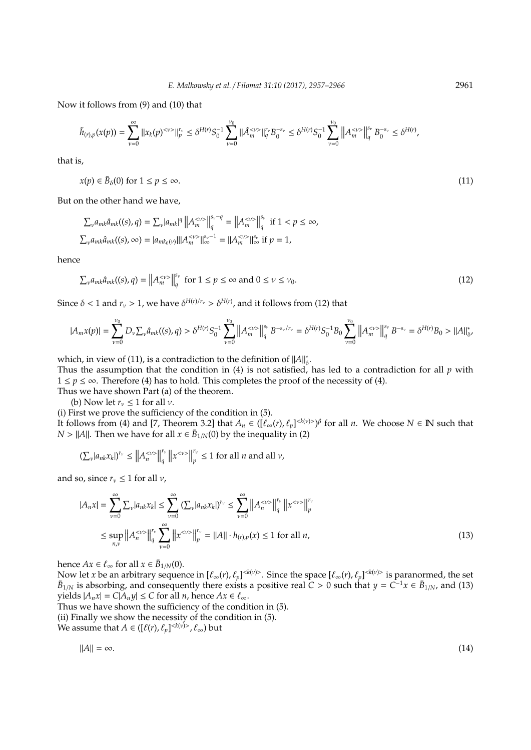Now it follows from (9) and (10) that

$$\tilde{h}_{(r),p}(x(p)) = \sum_{\nu=0}^{\infty} \|x_k(p)^{<\nu>}\|_p^{r_\nu} \leq \delta^{H(r)} S_0^{-1} \sum_{\nu=0}^{\nu_0} \|\hat{A}_m^{<\nu>}\|_q^{r_\nu} B_0^{-s_\nu} \leq \delta^{H(r)} S_0^{-1} \sum_{\nu=0}^{\nu_0} \left\|A_m^{<\nu>}\right\|_q^{s_\nu} B_0^{-s_\nu} \leq \delta^{H(r)},$$

that is,

$$x(p) \in \bar{B}_\delta(0) \text{ for } 1 \leq p \leq \infty. \tag{11}$$

But on the other hand we have,

$$\sum\nolimits_\nu a_{mk} \hat{a}_{mk}((s), q) = \sum\nolimits_\nu |a_{mk}|^q \left\|A_m^{<\nu>}\right\|_q^{s_\nu - q} = \left\|A_m^{<\nu>}\right\|_q^{s_\nu} \text{ if } 1 < p \leq \infty,$$

$$\sum\nolimits_\nu a_{mk} \hat{a}_{mk}((s), \infty) = |a_{mk_0(\nu)}| \|A_m^{<\nu>}\|_\infty^{s_\nu - 1} = \|A_m^{<\nu>}\|_\infty^{s_\nu} \text{ if } p = 1,$$

hence

$$\sum\nolimits_\nu a_{mk} \hat{a}_{mk}((s), q) = \left\|A_m^{<\nu>}\right\|_q^{s_\nu} \text{ for } 1 \leq p \leq \infty \text{ and } 0 \leq \nu \leq \nu_0. \tag{12}$$

Since $\delta < 1$ and $r_\nu > 1$, we have $\delta^{H(r)/r_\nu} > \delta^{H(r)}$, and it follows from (12) that

$$|A_m x(p)| = \sum_{\nu=0}^{\nu_0} D_\nu \sum\nolimits_\nu \hat{a}_{mk}((s), q) > \delta^{H(r)} S_0^{-1} \sum_{\nu=0}^{\nu_0} \left\|A_m^{<\nu>}\right\|_q^{s_\nu} B^{-s_\nu/r_\nu} = \delta^{H(r)} S_0^{-1} B_0 \sum_{\nu=0}^{\nu_0} \left\|A_m^{<\nu>}\right\|_q^{s_\nu} B^{-s_\nu} = \delta^{H(r)} B_0 > \|A\|_\delta^*,$$

which, in view of (11), is a contradiction to the definition of $\|A\|_\delta^*$.

Thus the assumption that the condition in (4) is not satisfied, has led to a contradiction for all $p$ with $1 \leq p \leq \infty$. Therefore (4) has to hold. This completes the proof of the necessity of (4).

Thus we have shown Part (a) of the theorem.

(b) Now let $r_\nu \leq 1$ for all $\nu$.

(i) First we prove the sufficiency of the condition in (5).

It follows from (4) and [7, Theorem 3.2] that $A_n \in ([\ell_\infty(r), \ell_p]^{<k(\nu)>})^\beta$ for all $n$. We choose $N \in \mathbb{N}$ such that $N > \|A\|$. Then we have for all $x \in \bar{B}_{1/N}(0)$ by the inequality in (2)

$$\left(\sum\nolimits_\nu |a_{nk} x_k|\right)^{r_\nu} \leq \left\|A_n^{<\nu>}\right\|_q^{r_\nu} \left\|x^{<\nu>}\right\|_p^{r_\nu} \leq 1 \text{ for all } n \text{ and all } \nu,$$

and so, since $r_\nu \leq 1$ for all $\nu$,

$$\begin{aligned}
|A_n x| = \sum_{\nu=0}^{\infty} \sum\nolimits_\nu |a_{nk} x_k| &\leq \sum_{\nu=0}^{\infty} \left(\sum\nolimits_\nu |a_{nk} x_k|\right)^{r_\nu} \leq \sum_{\nu=0}^{\infty} \left\|A_n^{<\nu>}\right\|_q^{r_\nu} \left\|x^{<\nu>}\right\|_p^{r_\nu} \\
&\leq \sup_{n,\nu} \left\|A_n^{<\nu>}\right\|_q^{r_\nu} \sum_{\nu=0}^{\infty} \left\|x^{<\nu>}\right\|_p^{r_\nu} = \|A\| \cdot h_{(r),p}(x) \leq 1 \text{ for all } n,
\end{aligned} \tag{13}$$

hence $Ax \in \ell_\infty$ for all $x \in \bar{B}_{1/N}(0)$.

Now let $x$ be an arbitrary sequence in $[\ell_\infty(r), \ell_p]^{<k(\nu)>}$. Since the space $[\ell_\infty(r), \ell_p]^{<k(\nu)>}$ is paranormed, the set $\bar{B}_{1/N}$ is absorbing, and consequently there exists a positive real $C > 0$ such that $y = C^{-1}x \in \bar{B}_{1/N}$, and (13) yields $|A_n x| = C|A_n y| \leq C$ for all $n$, hence $Ax \in \ell_\infty$.

Thus we have shown the sufficiency of the condition in (5).

(ii) Finally we show the necessity of the condition in (5).

We assume that $A \in ([\ell(r), \ell_p]^{<k(\nu)>}, \ell_\infty)$ but

$$\|A\| = \infty. \tag{14}$$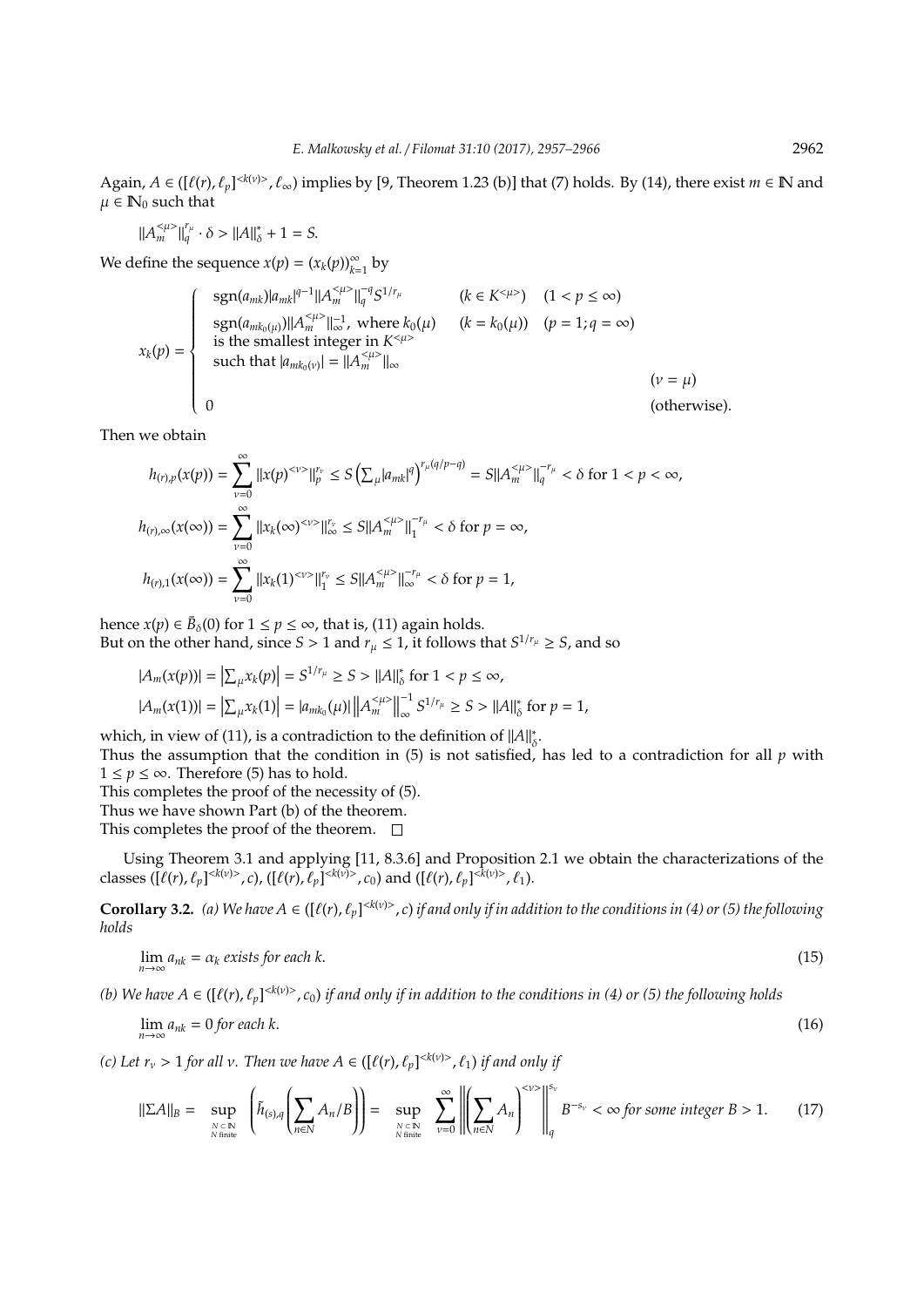Again, $A \in ([\ell(r), \ell_p]^{<k(\nu)>}, \ell_\infty)$ implies by [9, Theorem 1.23 (b)] that (7) holds. By (14), there exist $m \in \mathbb{N}$ and $\mu \in \mathbb{N}_0$ such that

$$\|A_m^{<\mu>}\|_q^{r_\mu} \cdot \delta > \|A\|_\delta^* + 1 = S.$$

We define the sequence $x(p) = (x_k(p))_{k=1}^\infty$ by

$$x_k(p) = \begin{cases} \operatorname{sgn}(a_{mk})|a_{mk}|^{q-1}\|A_m^{<\mu>}\|_q^{-q} S^{1/r_\mu} & (k \in K^{<\mu>}) \quad (1 < p \leq \infty) \\ \operatorname{sgn}(a_{mk_0(\mu)})\|A_m^{<\mu>}\|_\infty^{-1}, \text{ where } k_0(\mu) & (k = k_0(\mu)) \quad (p = 1; q = \infty) \\ \text{is the smallest integer in } K^{<\mu>} & \\ \text{such that } |a_{mk_0(\nu)}| = \|A_m^{<\mu>}\|_\infty & \\ & (\nu = \mu) \\ 0 & (\text{otherwise}). \end{cases}$$

Then we obtain

$$h_{(r),p}(x(p)) = \sum_{\nu=0}^\infty \|x(p)^{<\nu>}\|_p^{r_\nu} \leq S\left(\sum_\mu |a_{mk}|^q\right)^{r_\mu(q/p-q)} = S\|A_m^{<\mu>}\|_q^{-r_\mu} < \delta \text{ for } 1 < p < \infty,$$

$$h_{(r),\infty}(x(\infty)) = \sum_{\nu=0}^\infty \|x_k(\infty)^{<\nu>}\|_\infty^{r_\nu} \leq S\|A_m^{<\mu>}\|_1^{-r_\mu} < \delta \text{ for } p = \infty,$$

$$h_{(r),1}(x(\infty)) = \sum_{\nu=0}^\infty \|x_k(1)^{<\nu>}\|_1^{r_\nu} \leq S\|A_m^{<\mu>}\|_\infty^{-r_\mu} < \delta \text{ for } p = 1,$$

hence $x(p) \in \bar{B}_\delta(0)$ for $1 \leq p \leq \infty$, that is, (11) again holds.
But on the other hand, since $S > 1$ and $r_\mu \leq 1$, it follows that $S^{1/r_\mu} \geq S$, and so

$$|A_m(x(p))| = \left|\sum_\mu x_k(p)\right| = S^{1/r_\mu} \geq S > \|A\|_\delta^* \text{ for } 1 < p \leq \infty,$$

$$|A_m(x(1))| = \left|\sum_\mu x_k(1)\right| = |a_{mk_0}(\mu)| \left\|A_m^{<\mu>}\right\|_\infty^{-1} S^{1/r_\mu} \geq S > \|A\|_\delta^* \text{ for } p = 1,$$

which, in view of (11), is a contradiction to the definition of $\|A\|_\delta^*$.
Thus the assumption that the condition in (5) is not satisfied, has led to a contradiction for all $p$ with $1 \leq p \leq \infty$. Therefore (5) has to hold.
This completes the proof of the necessity of (5).
Thus we have shown Part (b) of the theorem.
This completes the proof of the theorem. □

Using Theorem 3.1 and applying [11, 8.3.6] and Proposition 2.1 we obtain the characterizations of the classes $([\ell(r), \ell_p]^{<k(\nu)>}, c)$, $([\ell(r), \ell_p]^{<k(\nu)>}, c_0)$ and $([\ell(r), \ell_p]^{<k(\nu)>}, \ell_1)$.

**Corollary 3.2.** *(a) We have $A \in ([\ell(r), \ell_p]^{<k(\nu)>}, c)$ if and only if in addition to the conditions in (4) or (5) the following holds*

$$\lim_{n\to\infty} a_{nk} = \alpha_k \text{ exists for each } k. \tag{15}$$

*(b) We have $A \in ([\ell(r), \ell_p]^{<k(\nu)>}, c_0)$ if and only if in addition to the conditions in (4) or (5) the following holds*

$$\lim_{n\to\infty} a_{nk} = 0 \text{ for each } k. \tag{16}$$

*(c) Let $r_\nu > 1$ for all $\nu$. Then we have $A \in ([\ell(r), \ell_p]^{<k(\nu)>}, \ell_1)$ if and only if*

$$\|\Sigma A\|_B = \sup_{\substack{N \subset \mathbb{N} \\ N \text{ finite}}} \left(\tilde{h}_{(s),q}\left(\sum_{n\in N} A_n/B\right)\right) = \sup_{\substack{N \subset \mathbb{N} \\ N \text{ finite}}} \sum_{\nu=0}^\infty \left\|\left(\sum_{n\in N} A_n\right)^{<\nu>}\right\|_q^{s_\nu} B^{-s_\nu} < \infty \text{ for some integer } B > 1. \tag{17}$$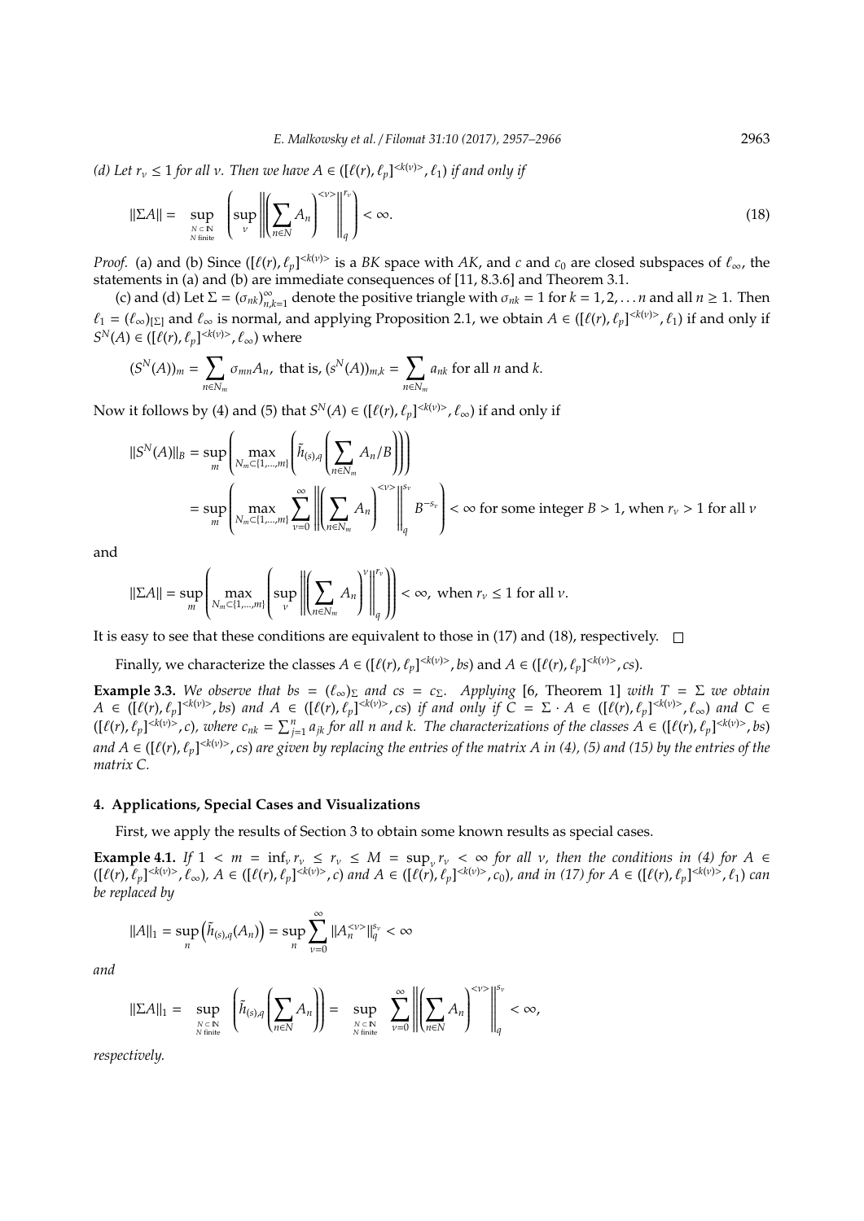*(d) Let $r_\nu \le 1$ for all $\nu$. Then we have $A \in ([\ell(r), \ell_p]^{<k(\nu)>}, \ell_1)$ if and only if*

$$\|\Sigma A\| = \sup_{\substack{N \subset \mathbb{N} \\ N \text{ finite}}} \left( \sup_\nu \left\| \left( \sum_{n \in N} A_n \right)^{<\nu>} \right\|_q^{r_\nu} \right) < \infty. \tag{18}$$

*Proof.* (a) and (b) Since $([\ell(r), \ell_p]^{<k(\nu)>}$ is a *BK* space with *AK*, and $c$ and $c_0$ are closed subspaces of $\ell_\infty$, the statements in (a) and (b) are immediate consequences of [11, 8.3.6] and Theorem 3.1.

(c) and (d) Let $\Sigma = (\sigma_{nk})_{n,k=1}^\infty$ denote the positive triangle with $\sigma_{nk} = 1$ for $k = 1, 2, \dots n$ and all $n \ge 1$. Then $\ell_1 = (\ell_\infty)_{[\Sigma]}$ and $\ell_\infty$ is normal, and applying Proposition 2.1, we obtain $A \in ([\ell(r), \ell_p]^{<k(\nu)>}, \ell_1)$ if and only if $S^N(A) \in ([\ell(r), \ell_p]^{<k(\nu)>}, \ell_\infty)$ where

$$(S^N(A))_m = \sum_{n \in N_m} \sigma_{mn} A_n, \text{ that is, } (s^N(A))_{m,k} = \sum_{n \in N_m} a_{nk} \text{ for all } n \text{ and } k.$$

Now it follows by (4) and (5) that $S^N(A) \in ([\ell(r), \ell_p]^{<k(\nu)>}, \ell_\infty)$ if and only if

$$\begin{aligned}
\|S^N(A)\|_B &= \sup_m \left( \max_{N_m \subset \{1,\dots,m\}} \left( \tilde{h}_{(s),q} \left( \sum_{n \in N_m} A_n / B \right) \right) \right) \\
&= \sup_m \left( \max_{N_m \subset \{1,\dots,m\}} \sum_{\nu=0}^\infty \left\| \left( \sum_{n \in N_m} A_n \right)^{<\nu>} \right\|_q^{s_\nu} B^{-s_\nu} \right) < \infty \text{ for some integer } B > 1, \text{ when } r_\nu > 1 \text{ for all } \nu
\end{aligned}$$

and

$$\|\Sigma A\| = \sup_m \left( \max_{N_m \subset \{1,\dots,m\}} \left( \sup_\nu \left\| \left( \sum_{n \in N_m} A_n \right)^\nu \right\|_q^{r_\nu} \right) \right) < \infty, \text{ when } r_\nu \le 1 \text{ for all } \nu.$$

It is easy to see that these conditions are equivalent to those in (17) and (18), respectively. $\square$

Finally, we characterize the classes $A \in ([\ell(r), \ell_p]^{<k(\nu)>}, bs)$ and $A \in ([\ell(r), \ell_p]^{<k(\nu)>}, cs)$.

**Example 3.3.** *We observe that $bs = (\ell_\infty)_\Sigma$ and $cs = c_\Sigma$. Applying* [6, Theorem 1] *with $T = \Sigma$ we obtain $A \in ([\ell(r), \ell_p]^{<k(\nu)>}, bs)$ and $A \in ([\ell(r), \ell_p]^{<k(\nu)>}, cs)$ if and only if $C = \Sigma \cdot A \in ([\ell(r), \ell_p]^{<k(\nu)>}, \ell_\infty)$ and $C \in ([\ell(r), \ell_p]^{<k(\nu)>}, c)$, where $c_{nk} = \sum_{j=1}^n a_{jk}$ for all $n$ and $k$. The characterizations of the classes $A \in ([\ell(r), \ell_p]^{<k(\nu)>}, bs)$ and $A \in ([\ell(r), \ell_p]^{<k(\nu)>}, cs)$ are given by replacing the entries of the matrix $A$ in (4), (5) and (15) by the entries of the matrix $C$.*

## 4. Applications, Special Cases and Visualizations

First, we apply the results of Section 3 to obtain some known results as special cases.

**Example 4.1.** *If $1 < m = \inf_\nu r_\nu \le r_\nu \le M = \sup_\nu r_\nu < \infty$ for all $\nu$, then the conditions in (4) for $A \in ([\ell(r), \ell_p]^{<k(\nu)>}, \ell_\infty)$, $A \in ([\ell(r), \ell_p]^{<k(\nu)>}, c)$ and $A \in ([\ell(r), \ell_p]^{<k(\nu)>}, c_0)$, and in (17) for $A \in ([\ell(r), \ell_p]^{<k(\nu)>}, \ell_1)$ can be replaced by*

$$\|A\|_1 = \sup_n \left( \tilde{h}_{(s),q}(A_n) \right) = \sup_n \sum_{\nu=0}^\infty \|A_n^{<\nu>}\|_q^{s_\nu} < \infty$$

*and*

$$\|\Sigma A\|_1 = \sup_{\substack{N \subset \mathbb{N} \\ N \text{ finite}}} \left( \tilde{h}_{(s),q} \left( \sum_{n \in N} A_n \right) \right) = \sup_{\substack{N \subset \mathbb{N} \\ N \text{ finite}}} \sum_{\nu=0}^\infty \left\| \left( \sum_{n \in N} A_n \right)^{<\nu>} \right\|_q^{s_\nu} < \infty,$$

*respectively.*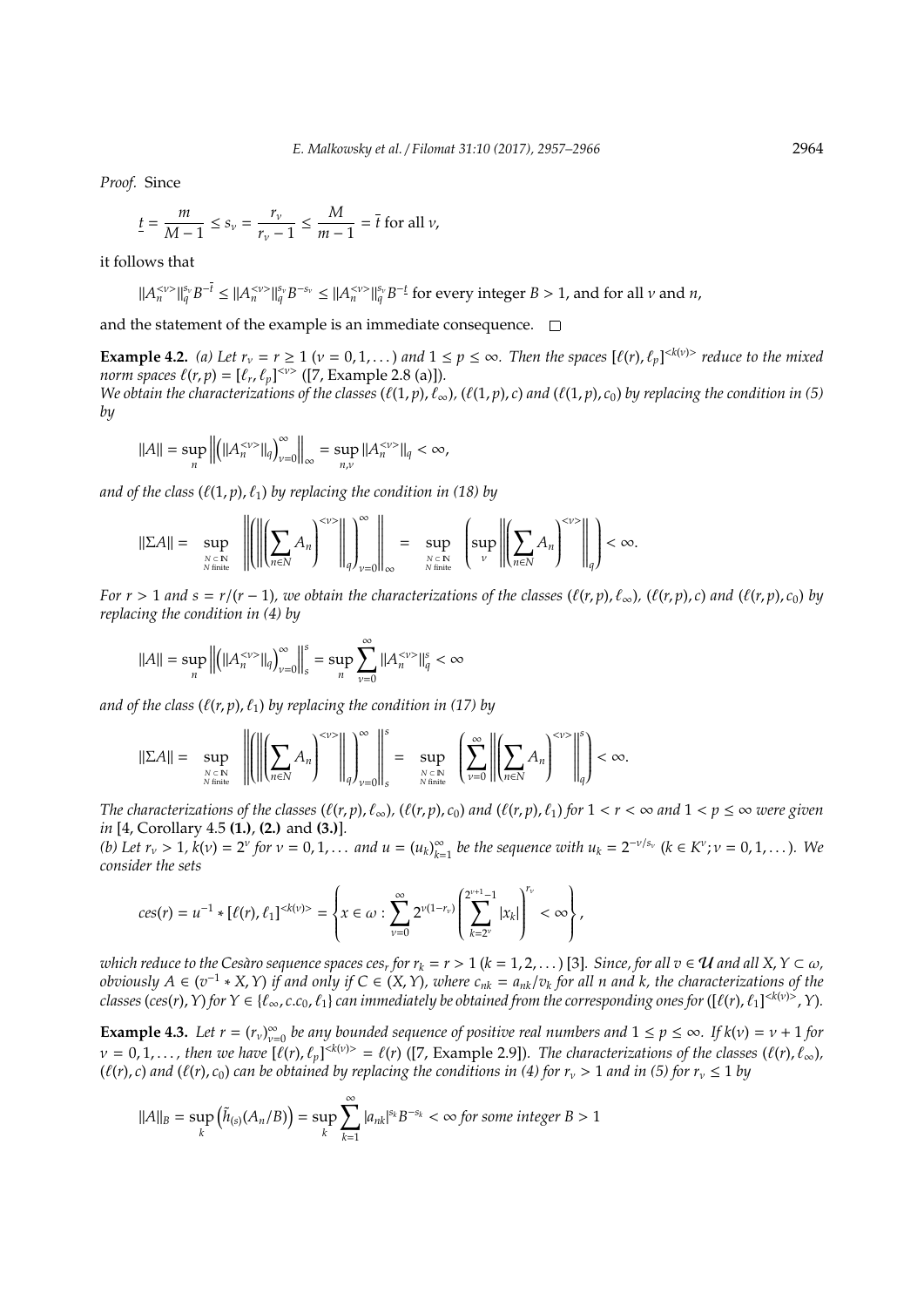*Proof.* Since

$$\underline{t} = \frac{m}{M-1} \le s_\nu = \frac{r_\nu}{r_\nu - 1} \le \frac{M}{m-1} = \bar{t} \text{ for all } \nu,$$

it follows that

$$\|A_n^{<\nu>}\|_q^{s_\nu} B^{-\bar{t}} \le \|A_n^{<\nu>}\|_q^{s_\nu} B^{-s_\nu} \le \|A_n^{<\nu>}\|_q^{s_\nu} B^{-\underline{t}} \text{ for every integer } B > 1, \text{ and for all } \nu \text{ and } n,$$

and the statement of the example is an immediate consequence. □

**Example 4.2.** *(a) Let $r_\nu = r \ge 1$ $(\nu = 0, 1, \dots)$ and $1 \le p \le \infty$. Then the spaces $[\ell(r), \ell_p]^{<k(\nu)>}$ reduce to the mixed norm spaces $\ell(r, p) = [\ell_r, \ell_p]^{<\nu>}$ ([7, Example 2.8 (a)]).*
*We obtain the characterizations of the classes $(\ell(1, p), \ell_\infty)$, $(\ell(1, p), c)$ and $(\ell(1, p), c_0)$ by replacing the condition in (5) by*

$$\|A\| = \sup_n \left\| \left( \|A_n^{<\nu>}\|_q \right)_{\nu=0}^\infty \right\|_\infty = \sup_{n,\nu} \|A_n^{<\nu>}\|_q < \infty,$$

*and of the class $(\ell(1, p), \ell_1)$ by replacing the condition in (18) by*

$$\|\Sigma A\| = \sup_{\substack{N \subset \mathbb{N} \\ N \text{ finite}}} \left\| \left( \left\| \left( \sum_{n \in N} A_n \right)^{<\nu>} \right\|_q \right)_{\nu=0}^\infty \right\|_\infty = \sup_{\substack{N \subset \mathbb{N} \\ N \text{ finite}}} \left( \sup_\nu \left\| \left( \sum_{n \in N} A_n \right)^{<\nu>} \right\|_q \right) < \infty.$$

*For $r > 1$ and $s = r/(r-1)$, we obtain the characterizations of the classes $(\ell(r, p), \ell_\infty)$, $(\ell(r, p), c)$ and $(\ell(r, p), c_0)$ by replacing the condition in (4) by*

$$\|A\| = \sup_n \left\| \left( \|A_n^{<\nu>}\|_q \right)_{\nu=0}^\infty \right\|_s^s = \sup_n \sum_{\nu=0}^\infty \|A_n^{<\nu>}\|_q^s < \infty$$

*and of the class $(\ell(r, p), \ell_1)$ by replacing the condition in (17) by*

$$\|\Sigma A\| = \sup_{\substack{N \subset \mathbb{N} \\ N \text{ finite}}} \left\| \left( \left\| \left( \sum_{n \in N} A_n \right)^{<\nu>} \right\|_q \right)_{\nu=0}^\infty \right\|_s^s = \sup_{\substack{N \subset \mathbb{N} \\ N \text{ finite}}} \left( \sum_{\nu=0}^\infty \left\| \left( \sum_{n \in N} A_n \right)^{<\nu>} \right\|_q^s \right) < \infty.$$

*The characterizations of the classes $(\ell(r, p), \ell_\infty)$, $(\ell(r, p), c_0)$ and $(\ell(r, p), \ell_1)$ for $1 < r < \infty$ and $1 < p \le \infty$ were given in* [4, Corollary 4.5 **(1.)**, **(2.)** and **(3.)**].
*(b) Let $r_\nu > 1$, $k(\nu) = 2^\nu$ for $\nu = 0, 1, \dots$ and $u = (u_k)_{k=1}^\infty$ be the sequence with $u_k = 2^{-\nu/s_\nu}$ $(k \in K^\nu; \nu = 0, 1, \dots)$. We consider the sets*

$$ces(r) = u^{-1} * [\ell(r), \ell_1]^{<k(\nu)>} = \left\{ x \in \omega : \sum_{\nu=0}^\infty 2^{\nu(1-r_\nu)} \left( \sum_{k=2^\nu}^{2^{\nu+1}-1} |x_k| \right)^{r_\nu} < \infty \right\},$$

*which reduce to the Cesàro sequence spaces $ces_r$ for $r_k = r > 1$ $(k = 1, 2, \dots)$* [3]*. Since, for all $v \in \mathcal{U}$ and all $X, Y \subset \omega$, obviously $A \in (v^{-1} * X, Y)$ if and only if $C \in (X, Y)$, where $c_{nk} = a_{nk}/v_k$ for all $n$ and $k$, the characterizations of the classes $(ces(r), Y)$ for $Y \in \{\ell_\infty, c.c_0, \ell_1\}$ can immediately be obtained from the corresponding ones for $([\ell(r), \ell_1]^{<k(\nu)>}, Y)$.*

**Example 4.3.** *Let $r = (r_\nu)_{\nu=0}^\infty$ be any bounded sequence of positive real numbers and $1 \le p \le \infty$. If $k(\nu) = \nu + 1$ for $\nu = 0, 1, \dots$, then we have $[\ell(r), \ell_p]^{<k(\nu)>} = \ell(r)$ ([7, Example 2.9]). The characterizations of the classes $(\ell(r), \ell_\infty)$, $(\ell(r), c)$ and $(\ell(r), c_0)$ can be obtained by replacing the conditions in (4) for $r_\nu > 1$ and in (5) for $r_\nu \le 1$ by*

$$\|A\|_B = \sup_k \left( \tilde{h}_{(s)}(A_n/B) \right) = \sup_k \sum_{k=1}^\infty |a_{nk}|^{s_k} B^{-s_k} < \infty \text{ for some integer } B > 1$$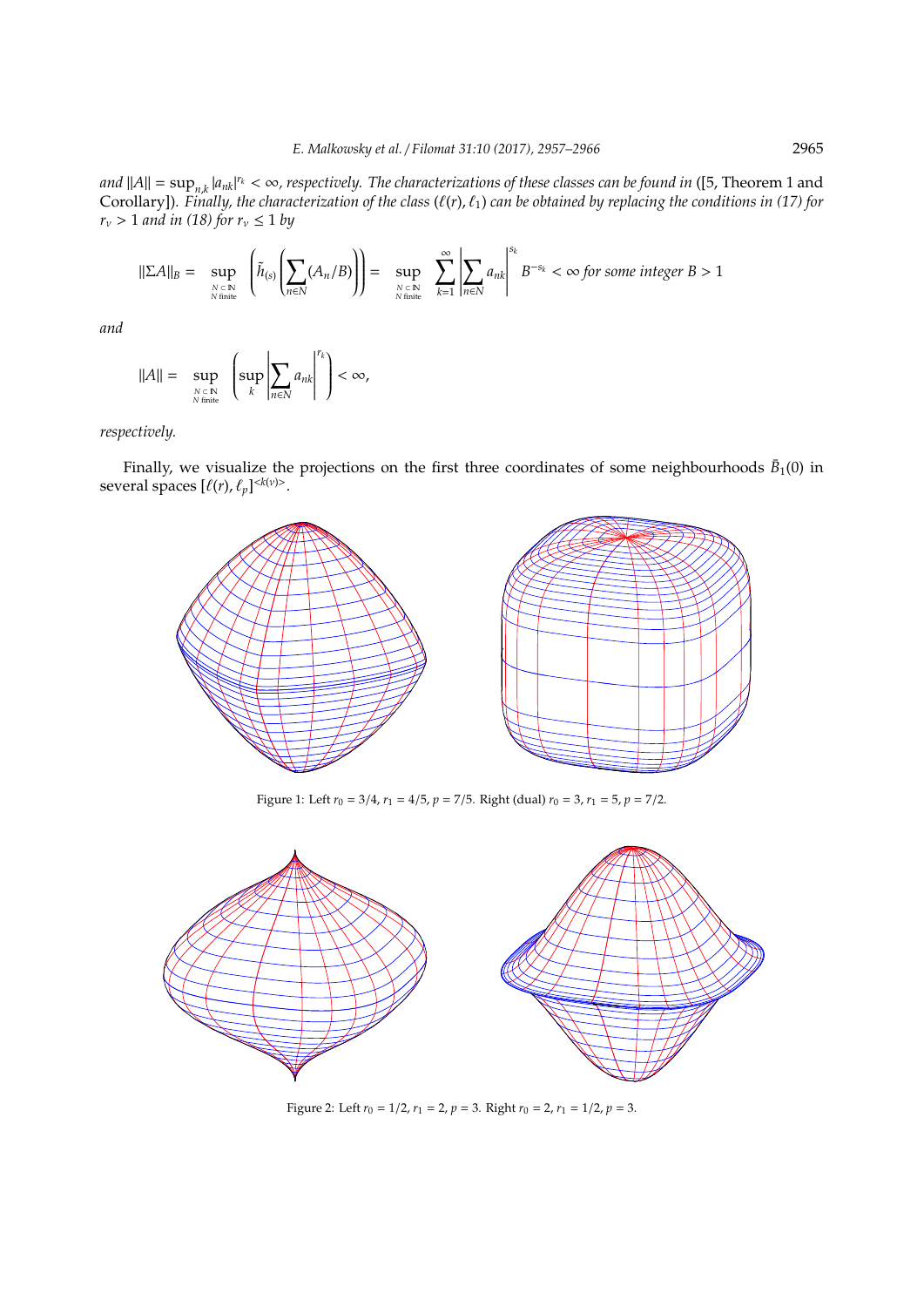*and* $\|A\| = \sup_{n,k} |a_{nk}|^{r_k} < \infty$*, respectively. The characterizations of these classes can be found in* ([5, Theorem 1 and Corollary]). *Finally, the characterization of the class* $(\ell(r), \ell_1)$ *can be obtained by replacing the conditions in (17) for* $r_\nu > 1$ *and in (18) for* $r_\nu \leq 1$ *by*

$$\|\Sigma A\|_B = \sup_{\substack{N \subset \mathbb{N} \\ N \text{ finite}}} \left( \tilde{h}_{(s)} \left( \sum_{n \in N} (A_n / B) \right) \right) = \sup_{\substack{N \subset \mathbb{N} \\ N \text{ finite}}} \sum_{k=1}^{\infty} \left| \sum_{n \in N} a_{nk} \right|^{s_k} B^{-s_k} < \infty \text{ for some integer } B > 1$$

*and*

$$\|A\| = \sup_{\substack{N \subset \mathbb{N} \\ N \text{ finite}}} \left( \sup_k \left| \sum_{n \in N} a_{nk} \right|^{r_k} \right) < \infty,$$

*respectively.*

Finally, we visualize the projections on the first three coordinates of some neighbourhoods $\bar{B}_1(0)$ in several spaces $[\ell(r), \ell_p]^{<k(\nu)>}$.

Figure 1: Left $r_0 = 3/4$, $r_1 = 4/5$, $p = 7/5$. Right (dual) $r_0 = 3$, $r_1 = 5$, $p = 7/2$.

Figure 2: Left $r_0 = 1/2$, $r_1 = 2$, $p = 3$. Right $r_0 = 2$, $r_1 = 1/2$, $p = 3$.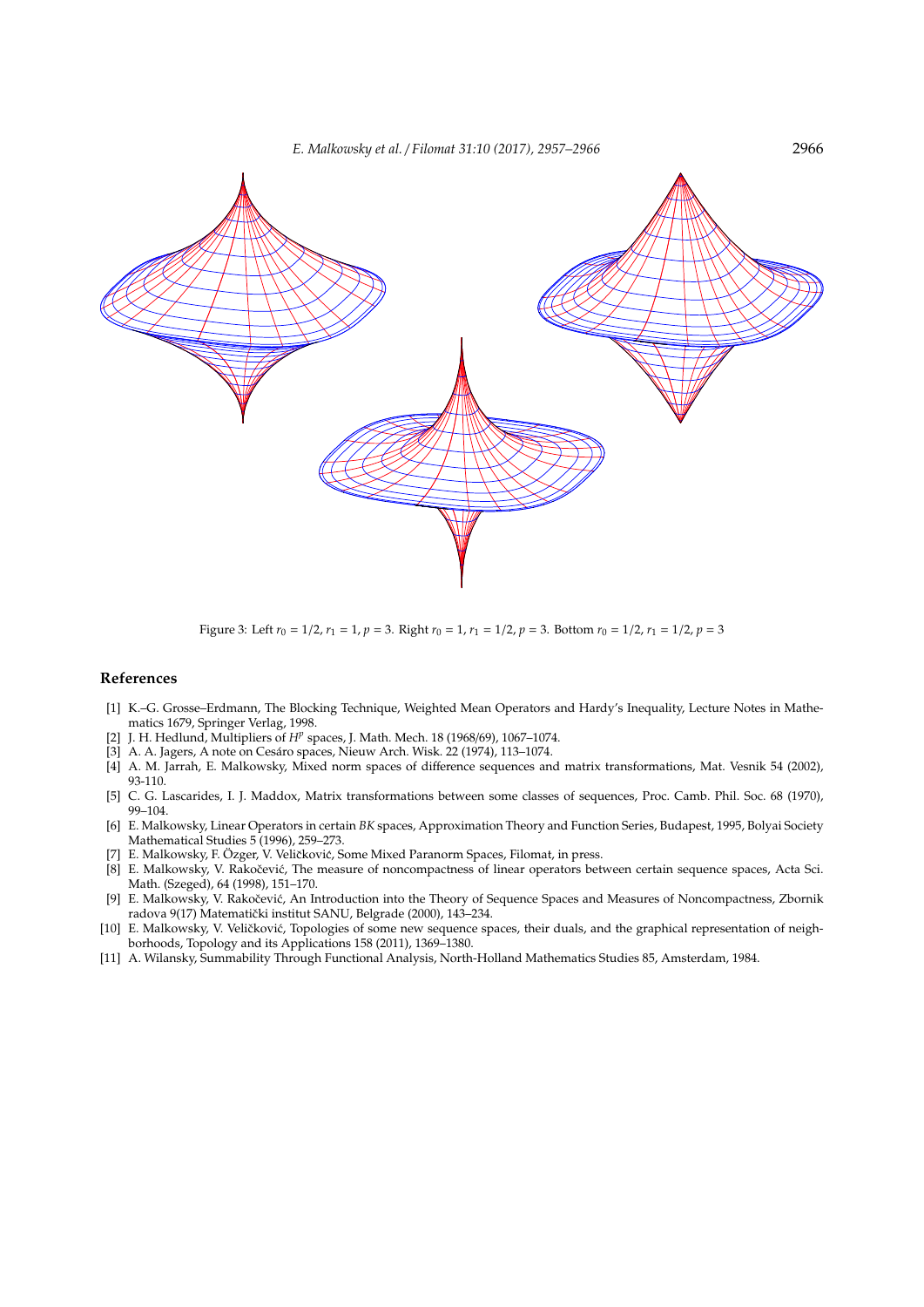Figure 3: Left $r_0 = 1/2$, $r_1 = 1$, $p = 3$. Right $r_0 = 1$, $r_1 = 1/2$, $p = 3$. Bottom $r_0 = 1/2$, $r_1 = 1/2$, $p = 3$

## References

[1] K.–G. Grosse–Erdmann, The Blocking Technique, Weighted Mean Operators and Hardy's Inequality, Lecture Notes in Mathematics 1679, Springer Verlag, 1998.

[2] J. H. Hedlund, Multipliers of $H^p$ spaces, J. Math. Mech. 18 (1968/69), 1067–1074.

[3] A. A. Jagers, A note on Cesáro spaces, Nieuw Arch. Wisk. 22 (1974), 113–1074.

[4] A. M. Jarrah, E. Malkowsky, Mixed norm spaces of difference sequences and matrix transformations, Mat. Vesnik 54 (2002), 93-110.

[5] C. G. Lascarides, I. J. Maddox, Matrix transformations between some classes of sequences, Proc. Camb. Phil. Soc. 68 (1970), 99–104.

[6] E. Malkowsky, Linear Operators in certain *BK* spaces, Approximation Theory and Function Series, Budapest, 1995, Bolyai Society Mathematical Studies 5 (1996), 259–273.

[7] E. Malkowsky, F. Özger, V. Veličković, Some Mixed Paranorm Spaces, Filomat, in press.

[8] E. Malkowsky, V. Rakočević, The measure of noncompactness of linear operators between certain sequence spaces, Acta Sci. Math. (Szeged), 64 (1998), 151–170.

[9] E. Malkowsky, V. Rakočević, An Introduction into the Theory of Sequence Spaces and Measures of Noncompactness, Zbornik radova 9(17) Matematički institut SANU, Belgrade (2000), 143–234.

[10] E. Malkowsky, V. Veličković, Topologies of some new sequence spaces, their duals, and the graphical representation of neighborhoods, Topology and its Applications 158 (2011), 1369–1380.

[11] A. Wilansky, Summability Through Functional Analysis, North-Holland Mathematics Studies 85, Amsterdam, 1984.